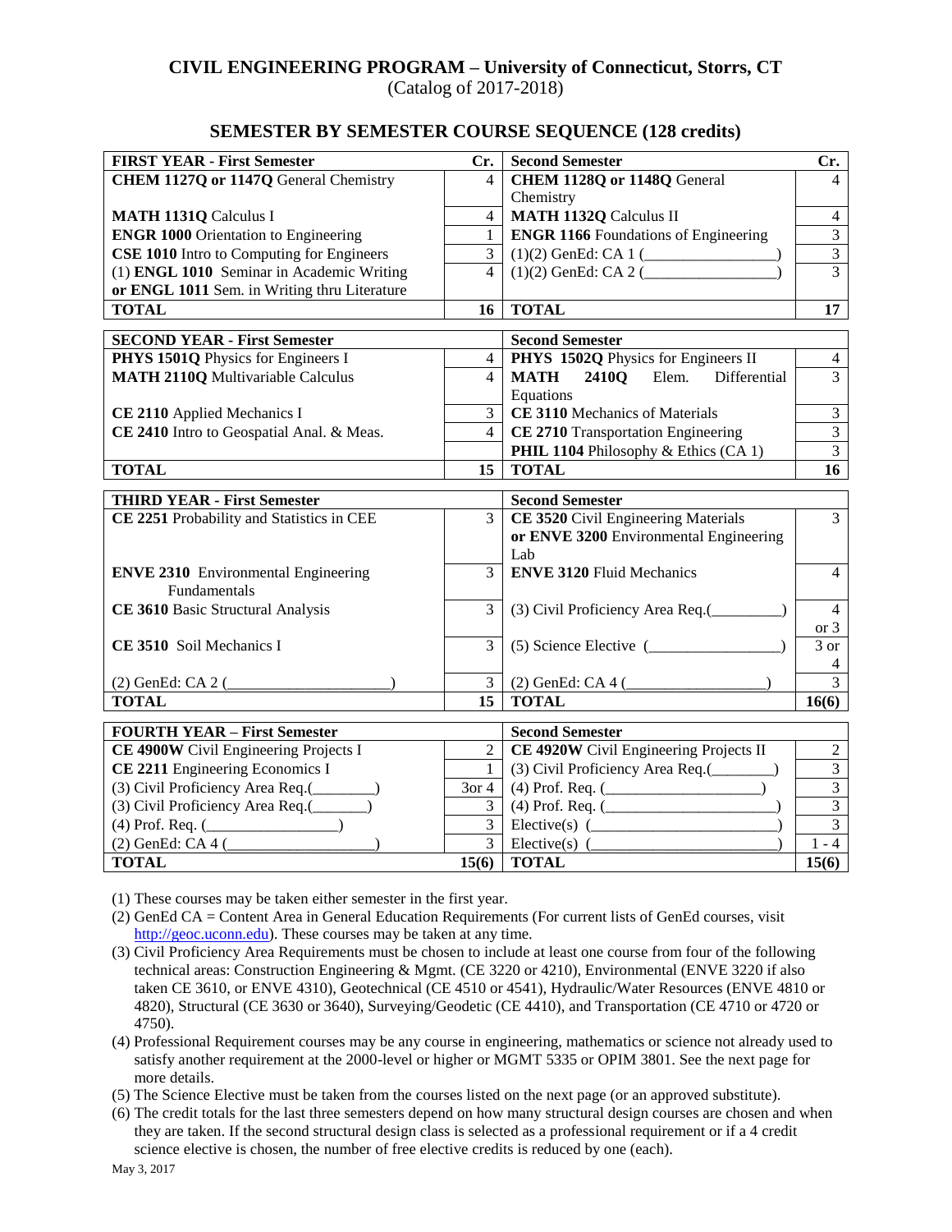# CIVIL ENGINEERING PROGRAM – University of Connecticut, Storrs, CT

(Catalog of 2017-2018)

## SEMESTER BY SEMESTER COURSE SEQUENCE (128 credits)

| FIRST YEAR - First Semester | Cr. | Second Semester | Cr. |
|---|---|---|---|
| **CHEM 1127Q or 1147Q** General Chemistry | 4 | **CHEM 1128Q or 1148Q** General Chemistry | 4 |
| **MATH 1131Q** Calculus I | 4 | **MATH 1132Q** Calculus II | 4 |
| **ENGR 1000** Orientation to Engineering | 1 | **ENGR 1166** Foundations of Engineering | 3 |
| **CSE 1010** Intro to Computing for Engineers | 3 | (1)(2) GenEd: CA 1 (________________) | 3 |
| (1) **ENGL 1010** Seminar in Academic Writing **or ENGL 1011** Sem. in Writing thru Literature | 4 | (1)(2) GenEd: CA 2 (________________) | 3 |
| **TOTAL** | **16** | **TOTAL** | **17** |

| SECOND YEAR - First Semester | | Second Semester | |
|---|---|---|---|
| **PHYS 1501Q** Physics for Engineers I | 4 | **PHYS 1502Q** Physics for Engineers II | 4 |
| **MATH 2110Q** Multivariable Calculus | 4 | **MATH 2410Q** Elem. Differential Equations | 3 |
| **CE 2110** Applied Mechanics I | 3 | **CE 3110** Mechanics of Materials | 3 |
| **CE 2410** Intro to Geospatial Anal. & Meas. | 4 | **CE 2710** Transportation Engineering | 3 |
| | | **PHIL 1104** Philosophy & Ethics (CA 1) | 3 |
| **TOTAL** | **15** | **TOTAL** | **16** |

| THIRD YEAR - First Semester | | Second Semester | |
|---|---|---|---|
| **CE 2251** Probability and Statistics in CEE | 3 | **CE 3520** Civil Engineering Materials **or ENVE 3200** Environmental Engineering Lab | 3 |
| **ENVE 2310** Environmental Engineering Fundamentals | 3 | **ENVE 3120** Fluid Mechanics | 4 |
| **CE 3610** Basic Structural Analysis | 3 | (3) Civil Proficiency Area Req.(_________) | 4 or 3 |
| **CE 3510** Soil Mechanics I | 3 | (5) Science Elective (________________) | 3 or 4 |
| (2) GenEd: CA 2 (____________________) | 3 | (2) GenEd: CA 4 (__________________) | 3 |
| **TOTAL** | **15** | **TOTAL** | **16(6)** |

| FOURTH YEAR – First Semester | | Second Semester | |
|---|---|---|---|
| **CE 4900W** Civil Engineering Projects I | 2 | **CE 4920W** Civil Engineering Projects II | 2 |
| **CE 2211** Engineering Economics I | 1 | (3) Civil Proficiency Area Req.(________) | 3 |
| (3) Civil Proficiency Area Req.(________) | 3or 4 | (4) Prof. Req. (____________________) | 3 |
| (3) Civil Proficiency Area Req.(_______) | 3 | (4) Prof. Req. (______________________) | 3 |
| (4) Prof. Req. (_________________) | 3 | Elective(s) (________________________) | 3 |
| (2) GenEd: CA 4 (__________________) | 3 | Elective(s) (________________________) | 1 - 4 |
| **TOTAL** | **15(6)** | **TOTAL** | **15(6)** |

(1) These courses may be taken either semester in the first year.

(2) GenEd CA = Content Area in General Education Requirements (For current lists of GenEd courses, visit http://geoc.uconn.edu). These courses may be taken at any time.

(3) Civil Proficiency Area Requirements must be chosen to include at least one course from four of the following technical areas: Construction Engineering & Mgmt. (CE 3220 or 4210), Environmental (ENVE 3220 if also taken CE 3610, or ENVE 4310), Geotechnical (CE 4510 or 4541), Hydraulic/Water Resources (ENVE 4810 or 4820), Structural (CE 3630 or 3640), Surveying/Geodetic (CE 4410), and Transportation (CE 4710 or 4720 or 4750).

(4) Professional Requirement courses may be any course in engineering, mathematics or science not already used to satisfy another requirement at the 2000-level or higher or MGMT 5335 or OPIM 3801. See the next page for more details.

(5) The Science Elective must be taken from the courses listed on the next page (or an approved substitute).

(6) The credit totals for the last three semesters depend on how many structural design courses are chosen and when they are taken. If the second structural design class is selected as a professional requirement or if a 4 credit science elective is chosen, the number of free elective credits is reduced by one (each).

May 3, 2017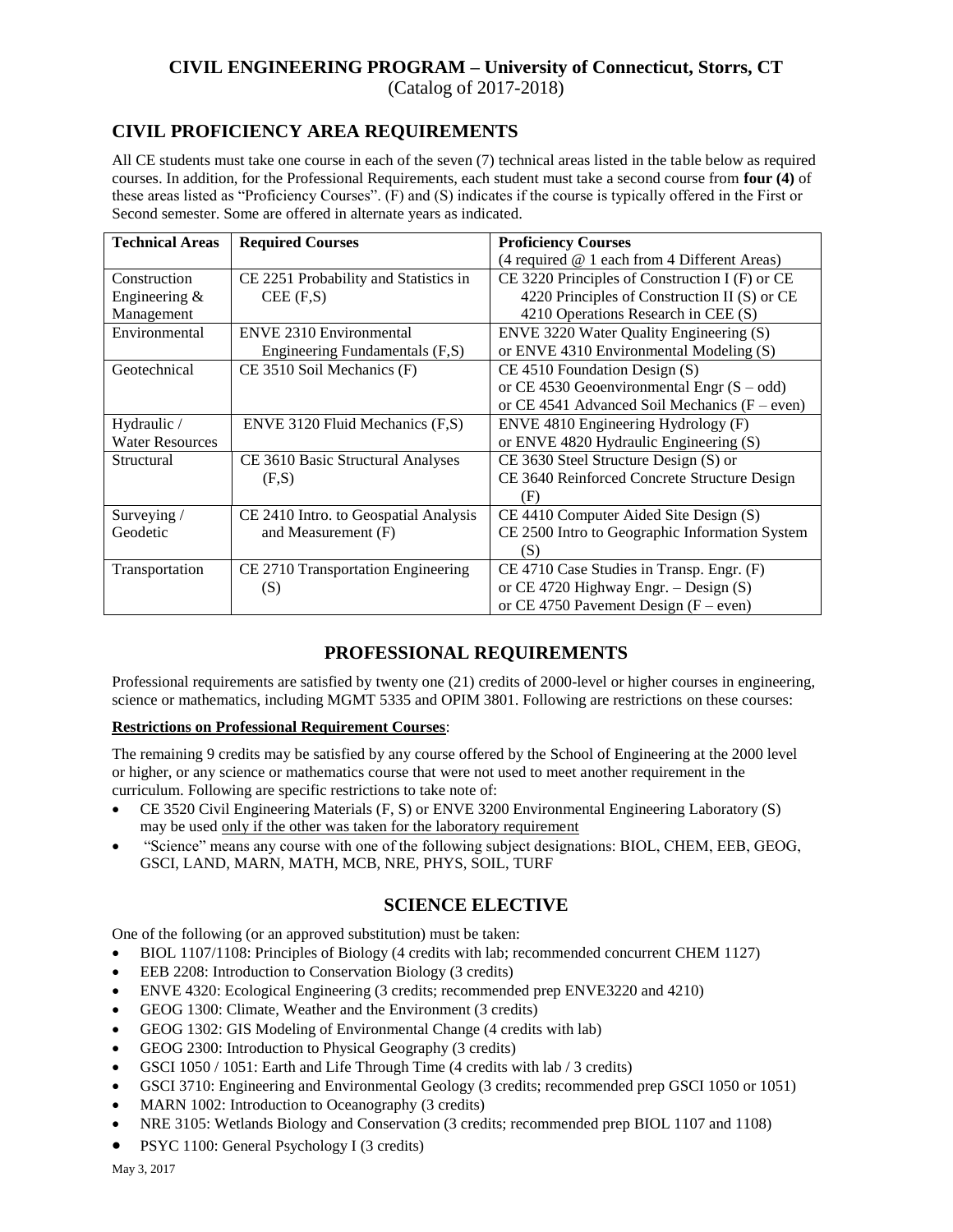# CIVIL ENGINEERING PROGRAM – University of Connecticut, Storrs, CT

(Catalog of 2017-2018)

## CIVIL PROFICIENCY AREA REQUIREMENTS

All CE students must take one course in each of the seven (7) technical areas listed in the table below as required courses. In addition, for the Professional Requirements, each student must take a second course from **four (4)** of these areas listed as "Proficiency Courses". (F) and (S) indicates if the course is typically offered in the First or Second semester. Some are offered in alternate years as indicated.

| Technical Areas | Required Courses | Proficiency Courses (4 required @ 1 each from 4 Different Areas) |
|---|---|---|
| Construction Engineering & Management | CE 2251 Probability and Statistics in CEE (F,S) | CE 3220 Principles of Construction I (F) or CE 4220 Principles of Construction II (S) or CE 4210 Operations Research in CEE (S) |
| Environmental | ENVE 2310 Environmental Engineering Fundamentals (F,S) | ENVE 3220 Water Quality Engineering (S) or ENVE 4310 Environmental Modeling (S) |
| Geotechnical | CE 3510 Soil Mechanics (F) | CE 4510 Foundation Design (S) or CE 4530 Geoenvironmental Engr (S – odd) or CE 4541 Advanced Soil Mechanics (F – even) |
| Hydraulic / Water Resources | ENVE 3120 Fluid Mechanics (F,S) | ENVE 4810 Engineering Hydrology (F) or ENVE 4820 Hydraulic Engineering (S) |
| Structural | CE 3610 Basic Structural Analyses (F,S) | CE 3630 Steel Structure Design (S) or CE 3640 Reinforced Concrete Structure Design (F) |
| Surveying / Geodetic | CE 2410 Intro. to Geospatial Analysis and Measurement (F) | CE 4410 Computer Aided Site Design (S) CE 2500 Intro to Geographic Information System (S) |
| Transportation | CE 2710 Transportation Engineering (S) | CE 4710 Case Studies in Transp. Engr. (F) or CE 4720 Highway Engr. – Design (S) or CE 4750 Pavement Design (F – even) |

## PROFESSIONAL REQUIREMENTS

Professional requirements are satisfied by twenty one (21) credits of 2000-level or higher courses in engineering, science or mathematics, including MGMT 5335 and OPIM 3801. Following are restrictions on these courses:

**Restrictions on Professional Requirement Courses**:

The remaining 9 credits may be satisfied by any course offered by the School of Engineering at the 2000 level or higher, or any science or mathematics course that were not used to meet another requirement in the curriculum. Following are specific restrictions to take note of:

- CE 3520 Civil Engineering Materials (F, S) or ENVE 3200 Environmental Engineering Laboratory (S) may be used only if the other was taken for the laboratory requirement
- "Science" means any course with one of the following subject designations: BIOL, CHEM, EEB, GEOG, GSCI, LAND, MARN, MATH, MCB, NRE, PHYS, SOIL, TURF

## SCIENCE ELECTIVE

One of the following (or an approved substitution) must be taken:

- BIOL 1107/1108: Principles of Biology (4 credits with lab; recommended concurrent CHEM 1127)
- EEB 2208: Introduction to Conservation Biology (3 credits)
- ENVE 4320: Ecological Engineering (3 credits; recommended prep ENVE3220 and 4210)
- GEOG 1300: Climate, Weather and the Environment (3 credits)
- GEOG 1302: GIS Modeling of Environmental Change (4 credits with lab)
- GEOG 2300: Introduction to Physical Geography (3 credits)
- GSCI 1050 / 1051: Earth and Life Through Time (4 credits with lab / 3 credits)
- GSCI 3710: Engineering and Environmental Geology (3 credits; recommended prep GSCI 1050 or 1051)
- MARN 1002: Introduction to Oceanography (3 credits)
- NRE 3105: Wetlands Biology and Conservation (3 credits; recommended prep BIOL 1107 and 1108)
- PSYC 1100: General Psychology I (3 credits)

May 3, 2017